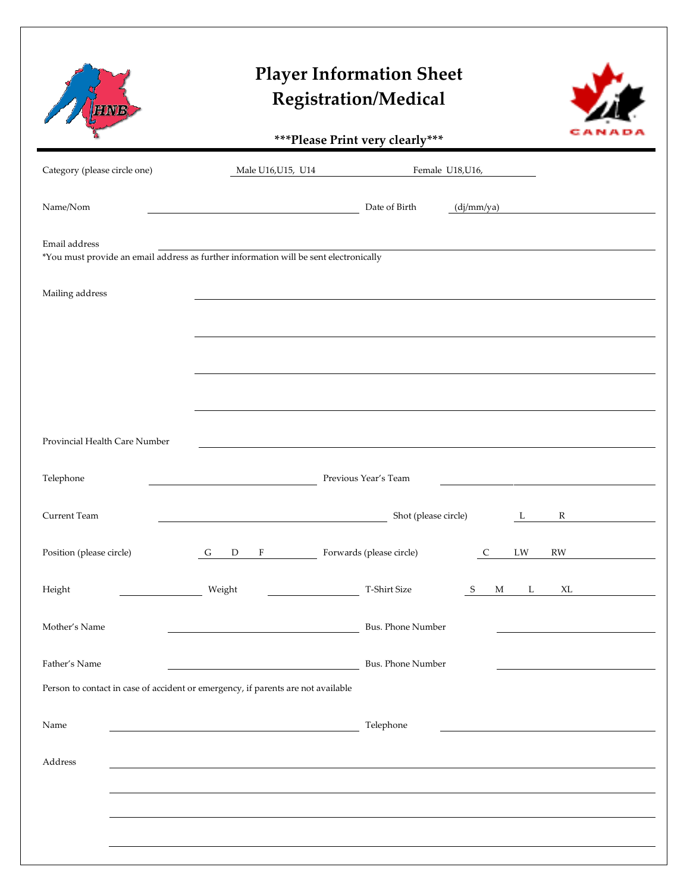# Player Information Sheet
# Registration/Medical

***Please Print very clearly***

Category (please circle one) Male U16,U15, U14 Female U18,U16,

Name/Nom ______________________ Date of Birth (dj/mm/ya) ______________________

Email address ______________________

*You must provide an email address as further information will be sent electronically

Mailing address ______________________

______________________

______________________

______________________

Provincial Health Care Number ______________________

Telephone ______________________ Previous Year's Team ______________________

Current Team ______________________ Shot (please circle) L R

Position (please circle) G D F Forwards (please circle) C LW RW

Height ____________ Weight ____________ T-Shirt Size S M L XL

Mother's Name ______________________ Bus. Phone Number ______________________

Father's Name ______________________ Bus. Phone Number ______________________

Person to contact in case of accident or emergency, if parents are not available

Name ______________________ Telephone ______________________

Address ______________________

______________________

______________________

______________________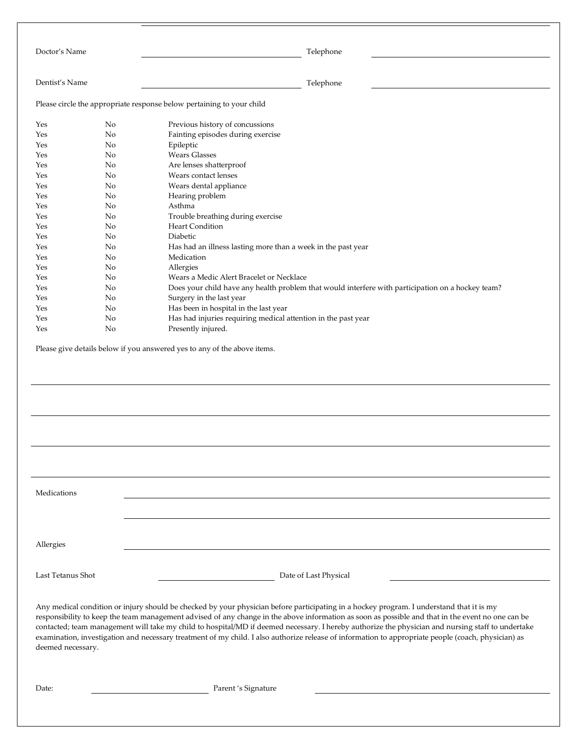Doctor's Name \_\_\_\_\_\_\_\_\_\_\_\_\_\_\_\_\_\_\_\_ Telephone \_\_\_\_\_\_\_\_\_\_\_\_\_\_\_\_\_\_\_\_

Dentist's Name \_\_\_\_\_\_\_\_\_\_\_\_\_\_\_\_\_\_\_\_ Telephone \_\_\_\_\_\_\_\_\_\_\_\_\_\_\_\_\_\_\_\_

Please circle the appropriate response below pertaining to your child

| | | |
|---|---|---|
| Yes | No | Previous history of concussions |
| Yes | No | Fainting episodes during exercise |
| Yes | No | Epileptic |
| Yes | No | Wears Glasses |
| Yes | No | Are lenses shatterproof |
| Yes | No | Wears contact lenses |
| Yes | No | Wears dental appliance |
| Yes | No | Hearing problem |
| Yes | No | Asthma |
| Yes | No | Trouble breathing during exercise |
| Yes | No | Heart Condition |
| Yes | No | Diabetic |
| Yes | No | Has had an illness lasting more than a week in the past year |
| Yes | No | Medication |
| Yes | No | Allergies |
| Yes | No | Wears a Medic Alert Bracelet or Necklace |
| Yes | No | Does your child have any health problem that would interfere with participation on a hockey team? |
| Yes | No | Surgery in the last year |
| Yes | No | Has been in hospital in the last year |
| Yes | No | Has had injuries requiring medical attention in the past year |
| Yes | No | Presently injured. |

Please give details below if you answered yes to any of the above items.

\_\_\_\_\_\_\_\_\_\_\_\_\_\_\_\_\_\_\_\_\_\_\_\_\_\_\_\_\_\_\_\_\_\_\_\_\_\_\_\_

\_\_\_\_\_\_\_\_\_\_\_\_\_\_\_\_\_\_\_\_\_\_\_\_\_\_\_\_\_\_\_\_\_\_\_\_\_\_\_\_

\_\_\_\_\_\_\_\_\_\_\_\_\_\_\_\_\_\_\_\_\_\_\_\_\_\_\_\_\_\_\_\_\_\_\_\_\_\_\_\_

Medications \_\_\_\_\_\_\_\_\_\_\_\_\_\_\_\_\_\_\_\_\_\_\_\_\_\_\_\_\_\_\_\_\_\_\_\_\_\_\_\_

\_\_\_\_\_\_\_\_\_\_\_\_\_\_\_\_\_\_\_\_\_\_\_\_\_\_\_\_\_\_\_\_\_\_\_\_\_\_\_\_

Allergies \_\_\_\_\_\_\_\_\_\_\_\_\_\_\_\_\_\_\_\_\_\_\_\_\_\_\_\_\_\_\_\_\_\_\_\_\_\_\_\_

Last Tetanus Shot \_\_\_\_\_\_\_\_\_\_\_\_\_\_\_\_\_\_\_\_ Date of Last Physical \_\_\_\_\_\_\_\_\_\_\_\_\_\_\_\_\_\_\_\_

Any medical condition or injury should be checked by your physician before participating in a hockey program. I understand that it is my responsibility to keep the team management advised of any change in the above information as soon as possible and that in the event no one can be contacted; team management will take my child to hospital/MD if deemed necessary. I hereby authorize the physician and nursing staff to undertake examination, investigation and necessary treatment of my child. I also authorize release of information to appropriate people (coach, physician) as deemed necessary.

Date: \_\_\_\_\_\_\_\_\_\_\_\_\_\_\_\_\_\_\_\_ Parent 's Signature \_\_\_\_\_\_\_\_\_\_\_\_\_\_\_\_\_\_\_\_